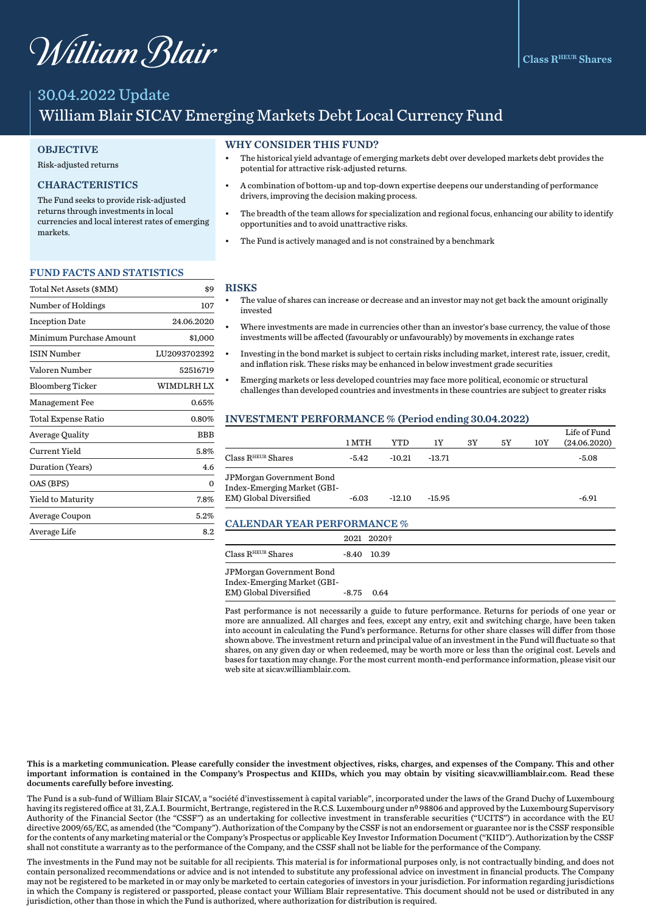William Blair

Class R[HEUR] Shares

# 30.04.2022 Update

## William Blair SICAV Emerging Markets Debt Local Currency Fund

### OBJECTIVE

Risk-adjusted returns

### CHARACTERISTICS

The Fund seeks to provide risk-adjusted returns through investments in local currencies and local interest rates of emerging markets.

### FUND FACTS AND STATISTICS

| | |
|---|---|
| Total Net Assets ($MM) | $9 |
| Number of Holdings | 107 |
| Inception Date | 24.06.2020 |
| Minimum Purchase Amount | $1,000 |
| ISIN Number | LU2093702392 |
| Valoren Number | 52516719 |
| Bloomberg Ticker | WIMDLRH LX |
| Management Fee | 0.65% |
| Total Expense Ratio | 0.80% |
| Average Quality | BBB |
| Current Yield | 5.8% |
| Duration (Years) | 4.6 |
| OAS (BPS) | 0 |
| Yield to Maturity | 7.8% |
| Average Coupon | 5.2% |
| Average Life | 8.2 |

### WHY CONSIDER THIS FUND?

- The historical yield advantage of emerging markets debt over developed markets debt provides the potential for attractive risk-adjusted returns.
- A combination of bottom-up and top-down expertise deepens our understanding of performance drivers, improving the decision making process.
- The breadth of the team allows for specialization and regional focus, enhancing our ability to identify opportunities and to avoid unattractive risks.
- The Fund is actively managed and is not constrained by a benchmark

### RISKS

- The value of shares can increase or decrease and an investor may not get back the amount originally invested
- Where investments are made in currencies other than an investor's base currency, the value of those investments will be affected (favourably or unfavourably) by movements in exchange rates
- Investing in the bond market is subject to certain risks including market, interest rate, issuer, credit, and inflation risk. These risks may be enhanced in below investment grade securities
- Emerging markets or less developed countries may face more political, economic or structural challenges than developed countries and investments in these countries are subject to greater risks

### INVESTMENT PERFORMANCE % (Period ending 30.04.2022)

| | 1 MTH | YTD | 1Y | 3Y | 5Y | 10Y | Life of Fund (24.06.2020) |
|---|---|---|---|---|---|---|---|
| Class R[HEUR] Shares | -5.42 | -10.21 | -13.71 | | | | -5.08 |
| JPMorgan Government Bond Index-Emerging Market (GBI-EM) Global Diversified | -6.03 | -12.10 | -15.95 | | | | -6.91 |

### CALENDAR YEAR PERFORMANCE %

| | 2021 | 2020† |
|---|---|---|
| Class R[HEUR] Shares | -8.40 | 10.39 |
| JPMorgan Government Bond Index-Emerging Market (GBI-EM) Global Diversified | -8.75 | 0.64 |

Past performance is not necessarily a guide to future performance. Returns for periods of one year or more are annualized. All charges and fees, except any entry, exit and switching charge, have been taken into account in calculating the Fund's performance. Returns for other share classes will differ from those shown above. The investment return and principal value of an investment in the Fund will fluctuate so that shares, on any given day or when redeemed, may be worth more or less than the original cost. Levels and bases for taxation may change. For the most current month-end performance information, please visit our web site at sicav.williamblair.com.

**This is a marketing communication. Please carefully consider the investment objectives, risks, charges, and expenses of the Company. This and other important information is contained in the Company's Prospectus and KIIDs, which you may obtain by visiting sicav.williamblair.com. Read these documents carefully before investing.**

The Fund is a sub-fund of William Blair SICAV, a "société d'investissement à capital variable", incorporated under the laws of the Grand Duchy of Luxembourg having its registered office at 31, Z.A.I. Bourmicht, Bertrange, registered in the R.C.S. Luxembourg under nº 98806 and approved by the Luxembourg Supervisory Authority of the Financial Sector (the "CSSF") as an undertaking for collective investment in transferable securities ("UCITS") in accordance with the EU directive 2009/65/EC, as amended (the "Company"). Authorization of the Company by the CSSF is not an endorsement or guarantee nor is the CSSF responsible for the contents of any marketing material or the Company's Prospectus or applicable Key Investor Information Document ("KIID"). Authorization by the CSSF shall not constitute a warranty as to the performance of the Company, and the CSSF shall not be liable for the performance of the Company.

The investments in the Fund may not be suitable for all recipients. This material is for informational purposes only, is not contractually binding, and does not contain personalized recommendations or advice and is not intended to substitute any professional advice on investment in financial products. The Company may not be registered to be marketed or may only be marketed to certain categories of investors in your jurisdiction. For information regarding jurisdictions in which the Company is registered or passported, please contact your William Blair representative. This document should not be used or distributed in any jurisdiction, other than those in which the Fund is authorized, where authorization for distribution is required.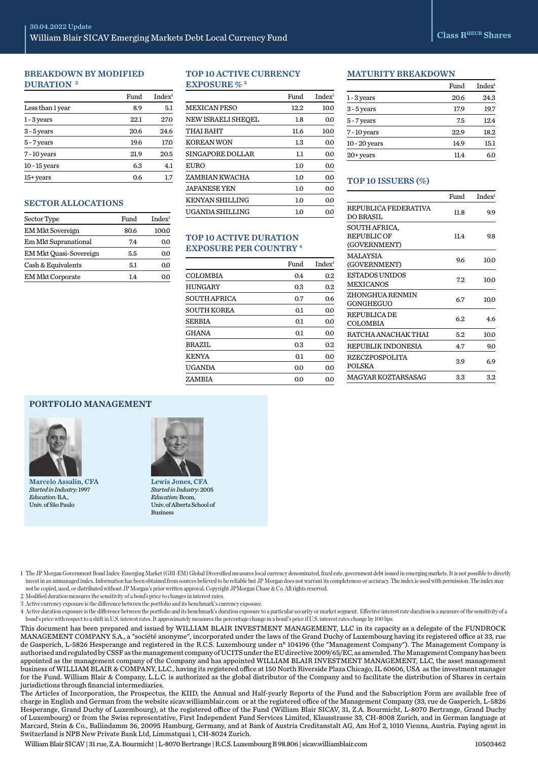30.04.2022 Update

William Blair SICAV Emerging Markets Debt Local Currency Fund

Class R[HEUR] Shares

## BREAKDOWN BY MODIFIED DURATION [2]

| | Fund | Index[1] |
|---|---|---|
| Less than 1 year | 8.9 | 5.1 |
| 1 - 3 years | 22.1 | 27.0 |
| 3 - 5 years | 20.6 | 24.6 |
| 5 - 7 years | 19.6 | 17.0 |
| 7 - 10 years | 21.9 | 20.5 |
| 10 - 15 years | 6.3 | 4.1 |
| 15+ years | 0.6 | 1.7 |

## SECTOR ALLOCATIONS

| Sector Type | Fund | Index[1] |
|---|---|---|
| EM Mkt Sovereign | 80.6 | 100.0 |
| Em Mkt Supranational | 7.4 | 0.0 |
| EM Mkt Quasi-Sovereign | 5.5 | 0.0 |
| Cash & Equivalents | 5.1 | 0.0 |
| EM Mkt Corporate | 1.4 | 0.0 |

## TOP 10 ACTIVE CURRENCY EXPOSURE % [3]

| | Fund | Index[1] |
|---|---|---|
| MEXICAN PESO | 12.2 | 10.0 |
| NEW ISRAELI SHEQEL | 1.8 | 0.0 |
| THAI BAHT | 11.6 | 10.0 |
| KOREAN WON | 1.3 | 0.0 |
| SINGAPORE DOLLAR | 1.1 | 0.0 |
| EURO | 1.0 | 0.0 |
| ZAMBIAN KWACHA | 1.0 | 0.0 |
| JAPANESE YEN | 1.0 | 0.0 |
| KENYAN SHILLING | 1.0 | 0.0 |
| UGANDA SHILLING | 1.0 | 0.0 |

## TOP 10 ACTIVE DURATION EXPOSURE PER COUNTRY [4]

| | Fund | Index[1] |
|---|---|---|
| COLOMBIA | 0.4 | 0.2 |
| HUNGARY | 0.3 | 0.2 |
| SOUTH AFRICA | 0.7 | 0.6 |
| SOUTH KOREA | 0.1 | 0.0 |
| SERBIA | 0.1 | 0.0 |
| GHANA | 0.1 | 0.0 |
| BRAZIL | 0.3 | 0.2 |
| KENYA | 0.1 | 0.0 |
| UGANDA | 0.0 | 0.0 |
| ZAMBIA | 0.0 | 0.0 |

## MATURITY BREAKDOWN

| | Fund | Index[1] |
|---|---|---|
| 1 - 3 years | 20.6 | 24.3 |
| 3 - 5 years | 17.9 | 19.7 |
| 5 - 7 years | 7.5 | 12.4 |
| 7 - 10 years | 22.9 | 18.2 |
| 10 - 20 years | 14.9 | 15.1 |
| 20+ years | 11.4 | 6.0 |

## TOP 10 ISSUERS (%)

| | Fund | Index[1] |
|---|---|---|
| REPUBLICA FEDERATIVA DO BRASIL | 11.8 | 9.9 |
| SOUTH AFRICA, REPUBLIC OF (GOVERNMENT) | 11.4 | 9.8 |
| MALAYSIA (GOVERNMENT) | 9.6 | 10.0 |
| ESTADOS UNIDOS MEXICANOS | 7.2 | 10.0 |
| ZHONGHUA RENMIN GONGHEGUO | 6.7 | 10.0 |
| REPUBLICA DE COLOMBIA | 6.2 | 4.6 |
| RATCHA ANACHAK THAI | 5.2 | 10.0 |
| REPUBLIK INDONESIA | 4.7 | 9.0 |
| RZECZPOSPOLITA POLSKA | 3.9 | 6.9 |
| MAGYAR KOZTARSASAG | 3.3 | 3.2 |

## PORTFOLIO MANAGEMENT

**Marcelo Assalin, CFA**
*Started in Industry:* 1997
*Education:* B.A., Univ. of São Paulo

**Lewis Jones, CFA**
*Started in Industry:* 2005
*Education:* Bcom, Univ. of Alberta School of Business

1 The JP Morgan Government Bond Index-Emerging Market (GBI-EM) Global Diversified measures local currency denominated, fixed rate, government debt issued in emerging markets. It is not possible to directly invest in an unmanaged index. Information has been obtained from sources believed to be reliable but JP Morgan does not warrant its completeness or accuracy. The index is used with permission. The index may not be copied, used, or distributed without JP Morgan's prior written approval. Copyright JPMorgan Chase & Co. All rights reserved.
2 Modified duration measures the sensitivity of a bond's price to changes in interest rates.
3 Active currency exposure is the difference between the portfolio and its benchmark's currency exposure.
4 Active duration exposure is the difference between the portfolio and its benchmark's duration exposure to a particular security or market segment. Effective interest rate duration is a measure of the sensitivity of a bond's price with respect to a shift in U.S. interest rates. It approximately measures the percentage change in a bond's price if U.S. interest rates change by 100 bps.

This document has been prepared and issued by WILLIAM BLAIR INVESTMENT MANAGEMENT, LLC in its capacity as a delegate of the FUNDROCK MANAGEMENT COMPANY S.A., a "société anonyme", incorporated under the laws of the Grand Duchy of Luxembourg having its registered office at 33, rue de Gasperich, L-5826 Hesperange and registered in the R.C.S. Luxembourg under n° 104196 (the "Management Company"). The Management Company is authorised and regulated by CSSF as the management company of UCITS under the EU directive 2009/65/EC, as amended. The Management Company has been appointed as the management company of the Company and has appointed WILLIAM BLAIR INVESTMENT MANAGEMENT, LLC, the asset management business of WILLIAM BLAIR & COMPANY, LLC., having its registered office at 150 North Riverside Plaza Chicago, IL 60606, USA as the investment manager for the Fund. William Blair & Company, L.L.C. is authorized as the global distributor of the Company and to facilitate the distribution of Shares in certain jurisdictions through financial intermediaries.

The Articles of Incorporation, the Prospectus, the KIID, the Annual and Half-yearly Reports of the Fund and the Subscription Form are available free of charge in English and German from the website sicav.williamblair.com or at the registered office of the Management Company (33, rue de Gasperich, L-5826 Hesperange, Grand Duchy of Luxembourg), at the registered office of the Fund (William Blair SICAV, 31, Z.A. Bourmicht, L-8070 Bertrange, Grand Duchy of Luxembourg) or from the Swiss representative, First Independent Fund Services Limited, Klausstrasse 33, CH-8008 Zurich, and in German language at Marcard, Stein & Co., Ballindamm 36, 20095 Hamburg, Germany, and at Bank of Austria Creditanstalt AG, Am Hof 2, 1010 Vienna, Austria. Paying agent in Switzerland is NPB New Private Bank Ltd, Limmatquai 1, CH-8024 Zurich.

William Blair SICAV | 31 rue, Z.A. Bourmicht | L-8070 Bertrange | R.C.S. Luxembourg B 98.806 | sicav.williamblair.com 10503462